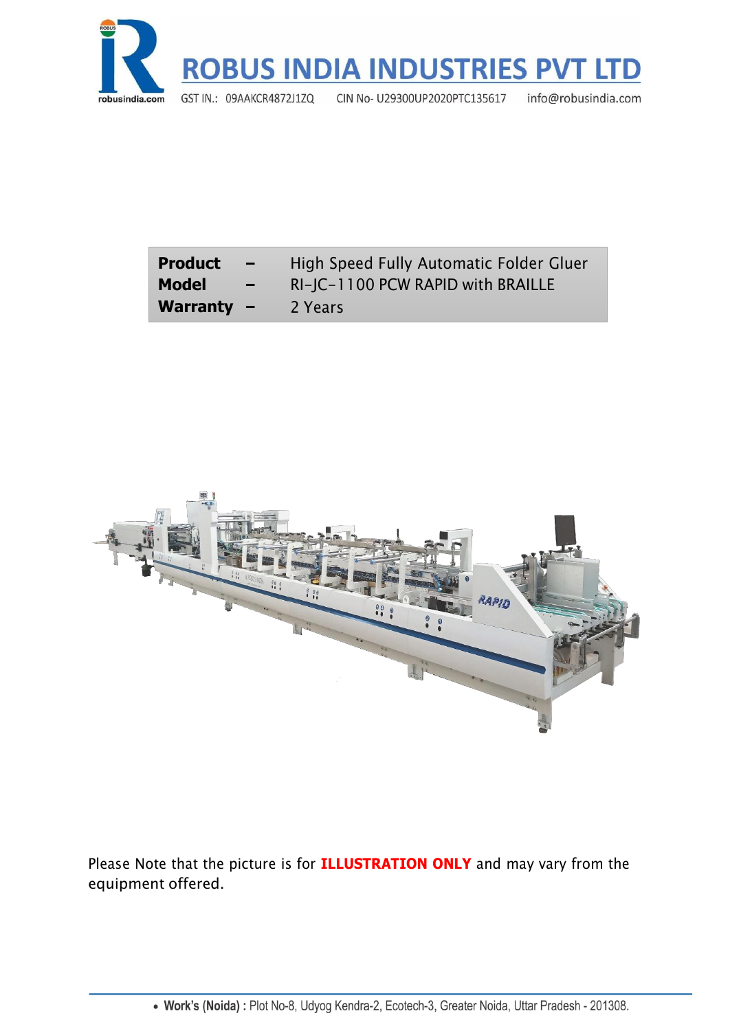# ROBUS INDIA INDUSTRIES PVT LTD

GST IN.: 09AAKCR4872J1ZQ CIN No- U29300UP2020PTC135617 info@robusindia.com

| | | |
|---|---|---|
| **Product** | – | High Speed Fully Automatic Folder Gluer |
| **Model** | – | RI-JC-1100 PCW RAPID with BRAILLE |
| **Warranty** | – | 2 Years |

Please Note that the picture is for **ILLUSTRATION ONLY** and may vary from the equipment offered.

- **Work's (Noida) :** Plot No-8, Udyog Kendra-2, Ecotech-3, Greater Noida, Uttar Pradesh - 201308.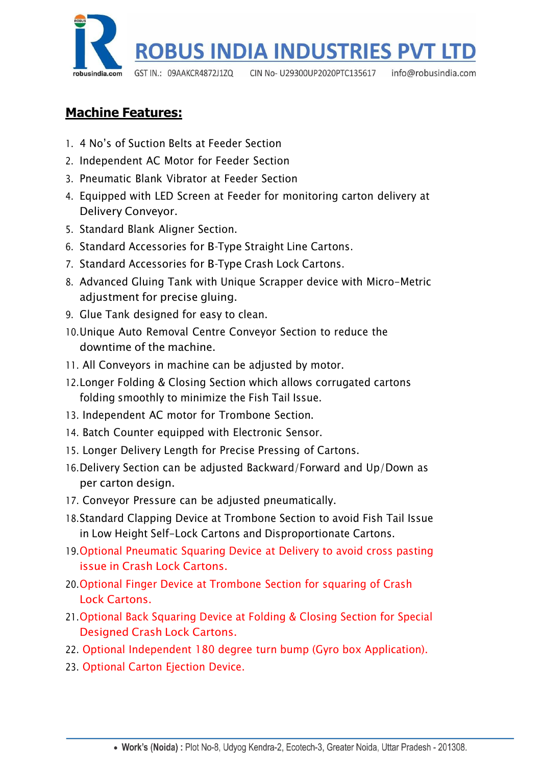## **Machine Features:**

1. 4 No's of Suction Belts at Feeder Section
2. Independent AC Motor for Feeder Section
3. Pneumatic Blank Vibrator at Feeder Section
4. Equipped with LED Screen at Feeder for monitoring carton delivery at Delivery Conveyor.
5. Standard Blank Aligner Section.
6. Standard Accessories for B-Type Straight Line Cartons.
7. Standard Accessories for B-Type Crash Lock Cartons.
8. Advanced Gluing Tank with Unique Scrapper device with Micro-Metric adjustment for precise gluing.
9. Glue Tank designed for easy to clean.
10. Unique Auto Removal Centre Conveyor Section to reduce the downtime of the machine.
11. All Conveyors in machine can be adjusted by motor.
12. Longer Folding & Closing Section which allows corrugated cartons folding smoothly to minimize the Fish Tail Issue.
13. Independent AC motor for Trombone Section.
14. Batch Counter equipped with Electronic Sensor.
15. Longer Delivery Length for Precise Pressing of Cartons.
16. Delivery Section can be adjusted Backward/Forward and Up/Down as per carton design.
17. Conveyor Pressure can be adjusted pneumatically.
18. Standard Clapping Device at Trombone Section to avoid Fish Tail Issue in Low Height Self-Lock Cartons and Disproportionate Cartons.
19. Optional Pneumatic Squaring Device at Delivery to avoid cross pasting issue in Crash Lock Cartons.
20. Optional Finger Device at Trombone Section for squaring of Crash Lock Cartons.
21. Optional Back Squaring Device at Folding & Closing Section for Special Designed Crash Lock Cartons.
22. Optional Independent 180 degree turn bump (Gyro box Application).
23. Optional Carton Ejection Device.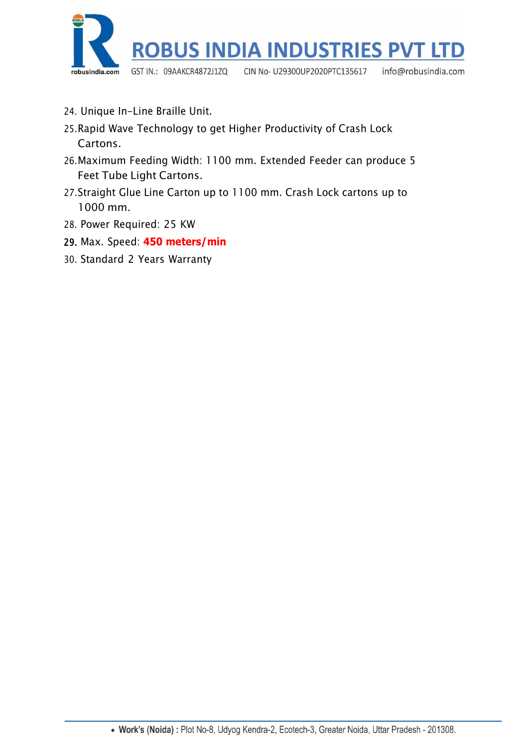24. Unique In-Line Braille Unit.
25. Rapid Wave Technology to get Higher Productivity of Crash Lock Cartons.
26. Maximum Feeding Width: 1100 mm. Extended Feeder can produce 5 Feet Tube Light Cartons.
27. Straight Glue Line Carton up to 1100 mm. Crash Lock cartons up to 1000 mm.
28. Power Required: 25 KW
29. Max. Speed: **450 meters/min**
30. Standard 2 Years Warranty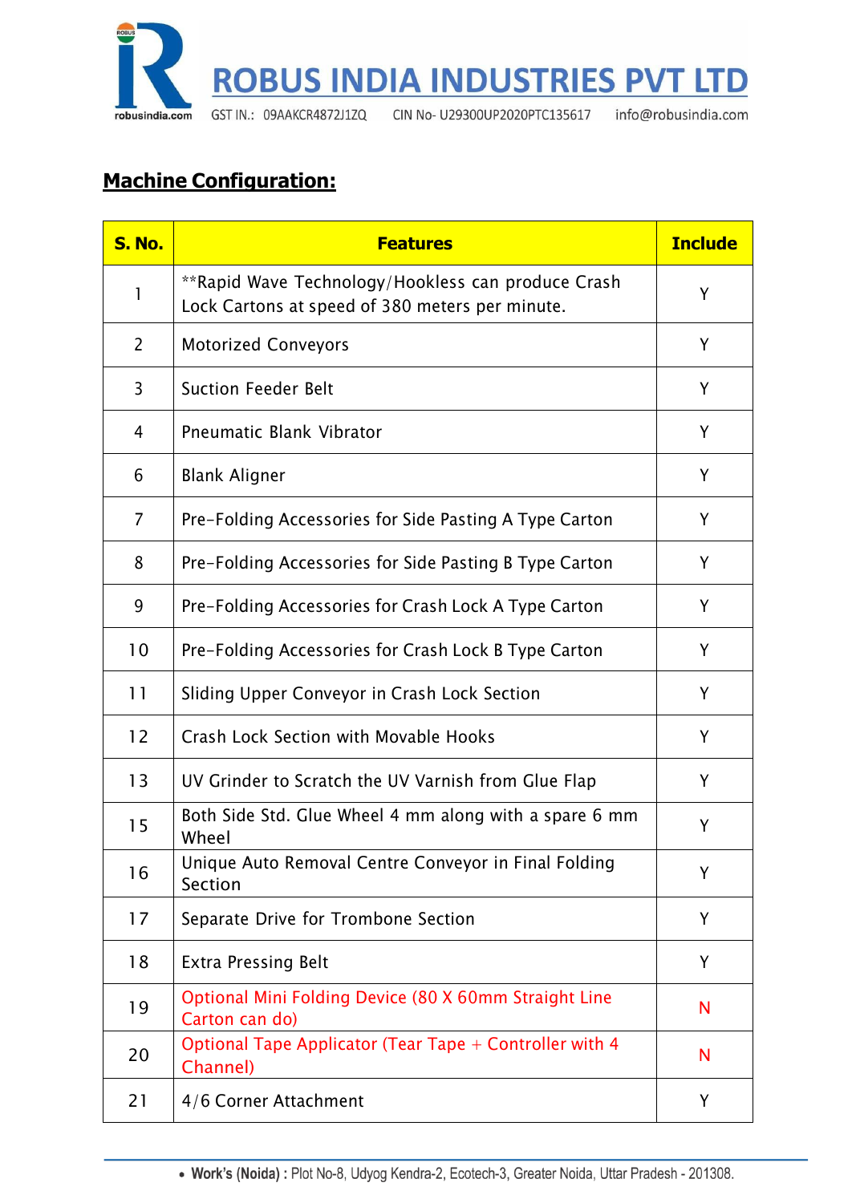## Machine Configuration:

| S. No. | Features | Include |
|---|---|---|
| 1 | **Rapid Wave Technology/Hookless can produce Crash Lock Cartons at speed of 380 meters per minute. | Y |
| 2 | Motorized Conveyors | Y |
| 3 | Suction Feeder Belt | Y |
| 4 | Pneumatic Blank Vibrator | Y |
| 6 | Blank Aligner | Y |
| 7 | Pre-Folding Accessories for Side Pasting A Type Carton | Y |
| 8 | Pre-Folding Accessories for Side Pasting B Type Carton | Y |
| 9 | Pre-Folding Accessories for Crash Lock A Type Carton | Y |
| 10 | Pre-Folding Accessories for Crash Lock B Type Carton | Y |
| 11 | Sliding Upper Conveyor in Crash Lock Section | Y |
| 12 | Crash Lock Section with Movable Hooks | Y |
| 13 | UV Grinder to Scratch the UV Varnish from Glue Flap | Y |
| 15 | Both Side Std. Glue Wheel 4 mm along with a spare 6 mm Wheel | Y |
| 16 | Unique Auto Removal Centre Conveyor in Final Folding Section | Y |
| 17 | Separate Drive for Trombone Section | Y |
| 18 | Extra Pressing Belt | Y |
| 19 | Optional Mini Folding Device (80 X 60mm Straight Line Carton can do) | N |
| 20 | Optional Tape Applicator (Tear Tape + Controller with 4 Channel) | N |
| 21 | 4/6 Corner Attachment | Y |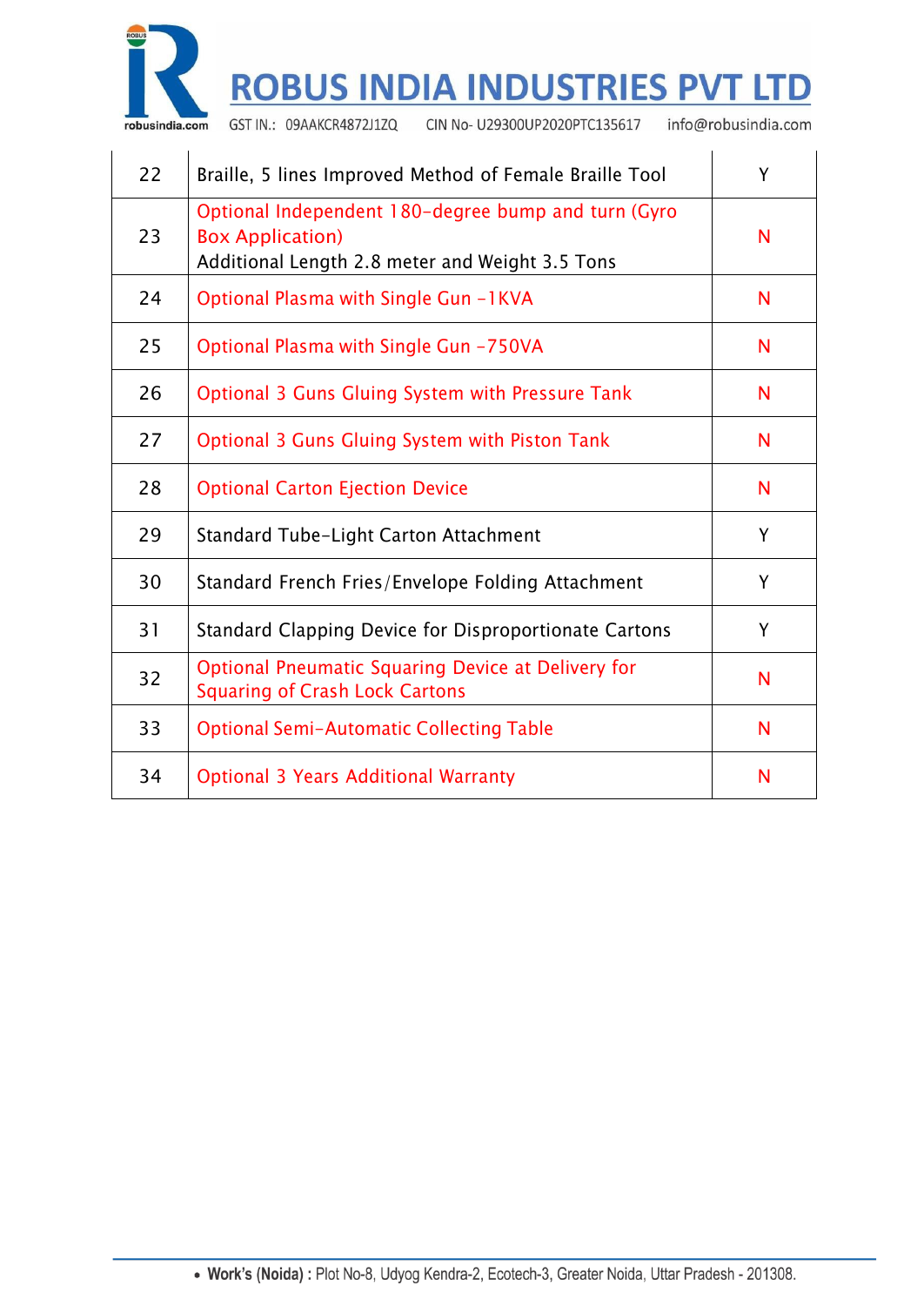| 22 | Braille, 5 lines Improved Method of Female Braille Tool | Y |
|---|---|---|
| 23 | Optional Independent 180-degree bump and turn (Gyro Box Application)<br>Additional Length 2.8 meter and Weight 3.5 Tons | N |
| 24 | Optional Plasma with Single Gun -1KVA | N |
| 25 | Optional Plasma with Single Gun -750VA | N |
| 26 | Optional 3 Guns Gluing System with Pressure Tank | N |
| 27 | Optional 3 Guns Gluing System with Piston Tank | N |
| 28 | Optional Carton Ejection Device | N |
| 29 | Standard Tube-Light Carton Attachment | Y |
| 30 | Standard French Fries/Envelope Folding Attachment | Y |
| 31 | Standard Clapping Device for Disproportionate Cartons | Y |
| 32 | Optional Pneumatic Squaring Device at Delivery for Squaring of Crash Lock Cartons | N |
| 33 | Optional Semi-Automatic Collecting Table | N |
| 34 | Optional 3 Years Additional Warranty | N |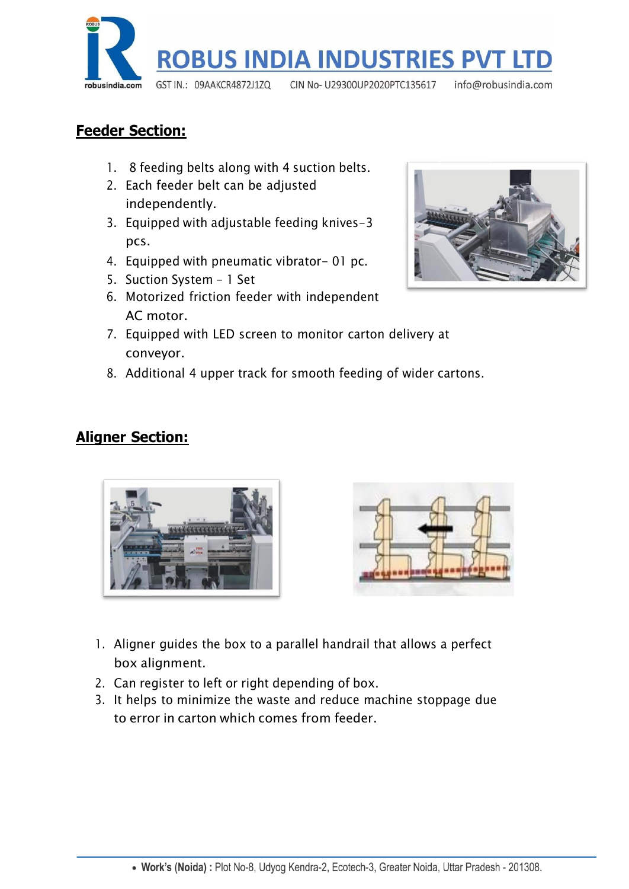## Feeder Section:

1. 8 feeding belts along with 4 suction belts.
2. Each feeder belt can be adjusted independently.
3. Equipped with adjustable feeding knives-3 pcs.
4. Equipped with pneumatic vibrator- 01 pc.
5. Suction System – 1 Set
6. Motorized friction feeder with independent AC motor.
7. Equipped with LED screen to monitor carton delivery at conveyor.
8. Additional 4 upper track for smooth feeding of wider cartons.

## Aligner Section:

1. Aligner guides the box to a parallel handrail that allows a perfect box alignment.
2. Can register to left or right depending of box.
3. It helps to minimize the waste and reduce machine stoppage due to error in carton which comes from feeder.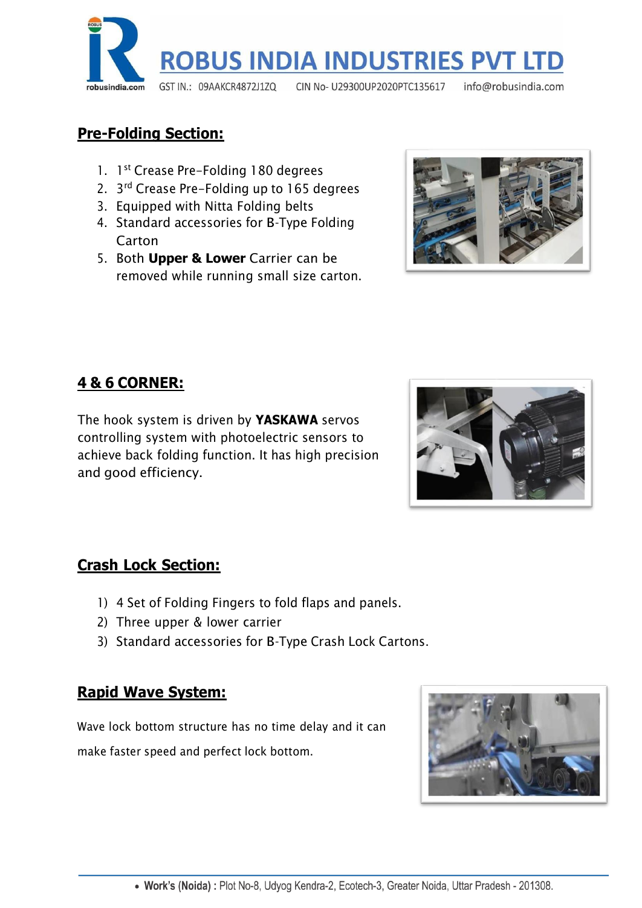## Pre-Folding Section:

1. 1st Crease Pre-Folding 180 degrees
2. 3rd Crease Pre-Folding up to 165 degrees
3. Equipped with Nitta Folding belts
4. Standard accessories for B-Type Folding Carton
5. Both **Upper & Lower** Carrier can be removed while running small size carton.

## 4 & 6 CORNER:

The hook system is driven by **YASKAWA** servos controlling system with photoelectric sensors to achieve back folding function. It has high precision and good efficiency.

## Crash Lock Section:

1) 4 Set of Folding Fingers to fold flaps and panels.
2) Three upper & lower carrier
3) Standard accessories for B-Type Crash Lock Cartons.

## Rapid Wave System:

Wave lock bottom structure has no time delay and it can make faster speed and perfect lock bottom.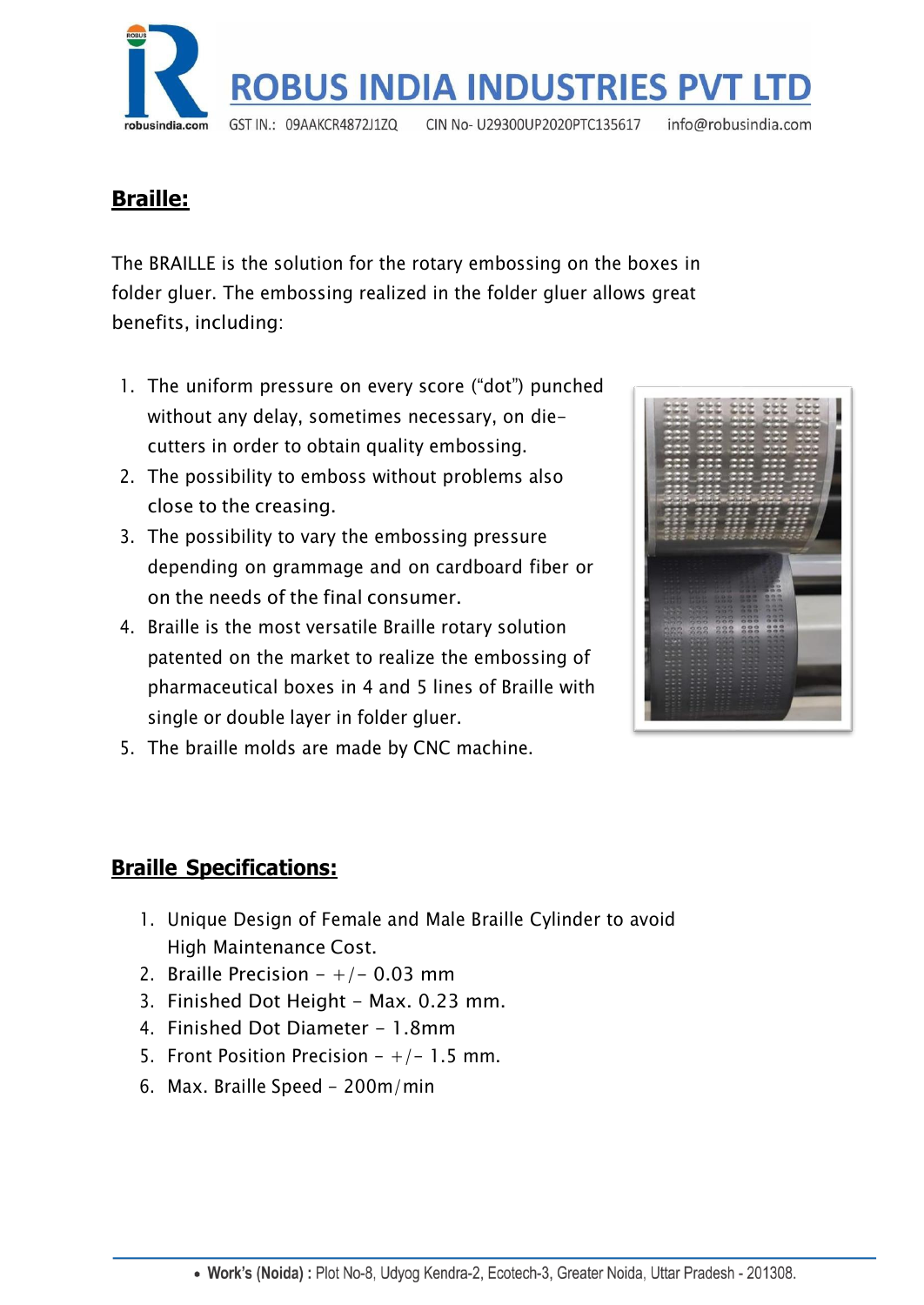## Braille:

The BRAILLE is the solution for the rotary embossing on the boxes in folder gluer. The embossing realized in the folder gluer allows great benefits, including:

1. The uniform pressure on every score ("dot") punched without any delay, sometimes necessary, on die-cutters in order to obtain quality embossing.
2. The possibility to emboss without problems also close to the creasing.
3. The possibility to vary the embossing pressure depending on grammage and on cardboard fiber or on the needs of the final consumer.
4. Braille is the most versatile Braille rotary solution patented on the market to realize the embossing of pharmaceutical boxes in 4 and 5 lines of Braille with single or double layer in folder gluer.
5. The braille molds are made by CNC machine.

## Braille Specifications:

1. Unique Design of Female and Male Braille Cylinder to avoid High Maintenance Cost.
2. Braille Precision – +/- 0.03 mm
3. Finished Dot Height – Max. 0.23 mm.
4. Finished Dot Diameter – 1.8mm
5. Front Position Precision – +/- 1.5 mm.
6. Max. Braille Speed – 200m/min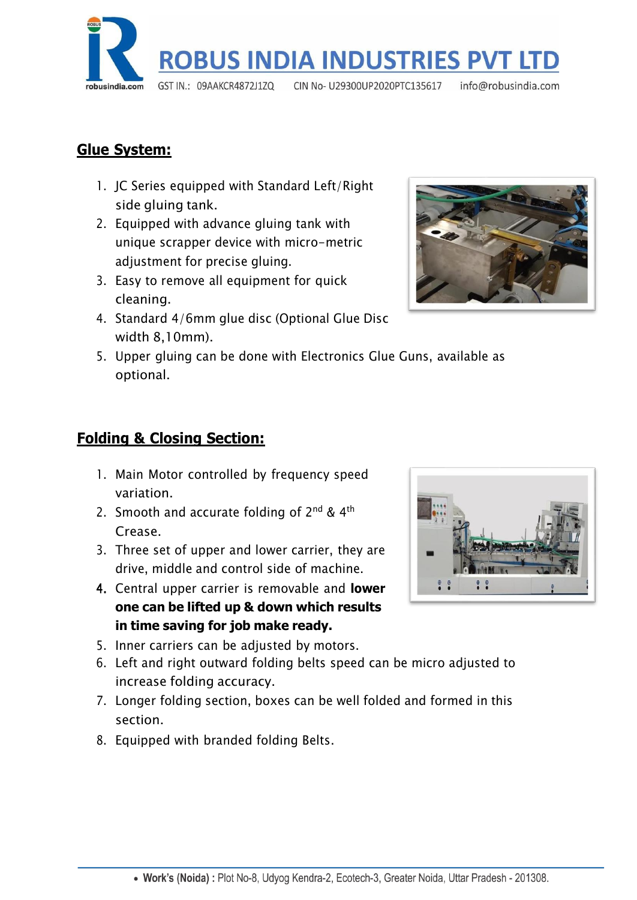## Glue System:

1. JC Series equipped with Standard Left/Right side gluing tank.
2. Equipped with advance gluing tank with unique scrapper device with micro-metric adjustment for precise gluing.
3. Easy to remove all equipment for quick cleaning.
4. Standard 4/6mm glue disc (Optional Glue Disc width 8,10mm).
5. Upper gluing can be done with Electronics Glue Guns, available as optional.

## Folding & Closing Section:

1. Main Motor controlled by frequency speed variation.
2. Smooth and accurate folding of 2nd & 4th Crease.
3. Three set of upper and lower carrier, they are drive, middle and control side of machine.
4. Central upper carrier is removable and **lower one can be lifted up & down which results in time saving for job make ready.**
5. Inner carriers can be adjusted by motors.
6. Left and right outward folding belts speed can be micro adjusted to increase folding accuracy.
7. Longer folding section, boxes can be well folded and formed in this section.
8. Equipped with branded folding Belts.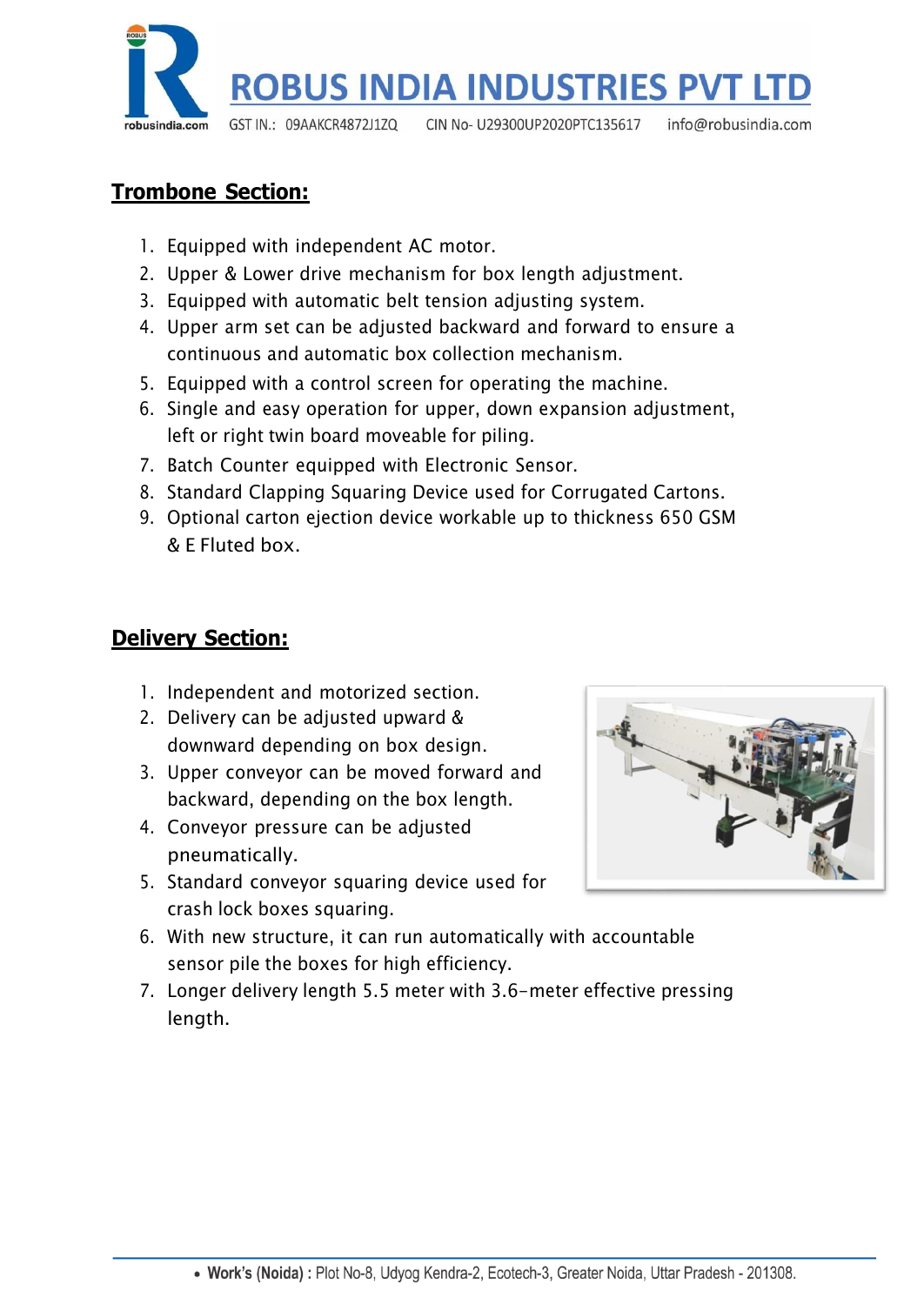## Trombone Section:

1. Equipped with independent AC motor.
2. Upper & Lower drive mechanism for box length adjustment.
3. Equipped with automatic belt tension adjusting system.
4. Upper arm set can be adjusted backward and forward to ensure a continuous and automatic box collection mechanism.
5. Equipped with a control screen for operating the machine.
6. Single and easy operation for upper, down expansion adjustment, left or right twin board moveable for piling.
7. Batch Counter equipped with Electronic Sensor.
8. Standard Clapping Squaring Device used for Corrugated Cartons.
9. Optional carton ejection device workable up to thickness 650 GSM & E Fluted box.

## Delivery Section:

1. Independent and motorized section.
2. Delivery can be adjusted upward & downward depending on box design.
3. Upper conveyor can be moved forward and backward, depending on the box length.
4. Conveyor pressure can be adjusted pneumatically.
5. Standard conveyor squaring device used for crash lock boxes squaring.
6. With new structure, it can run automatically with accountable sensor pile the boxes for high efficiency.
7. Longer delivery length 5.5 meter with 3.6-meter effective pressing length.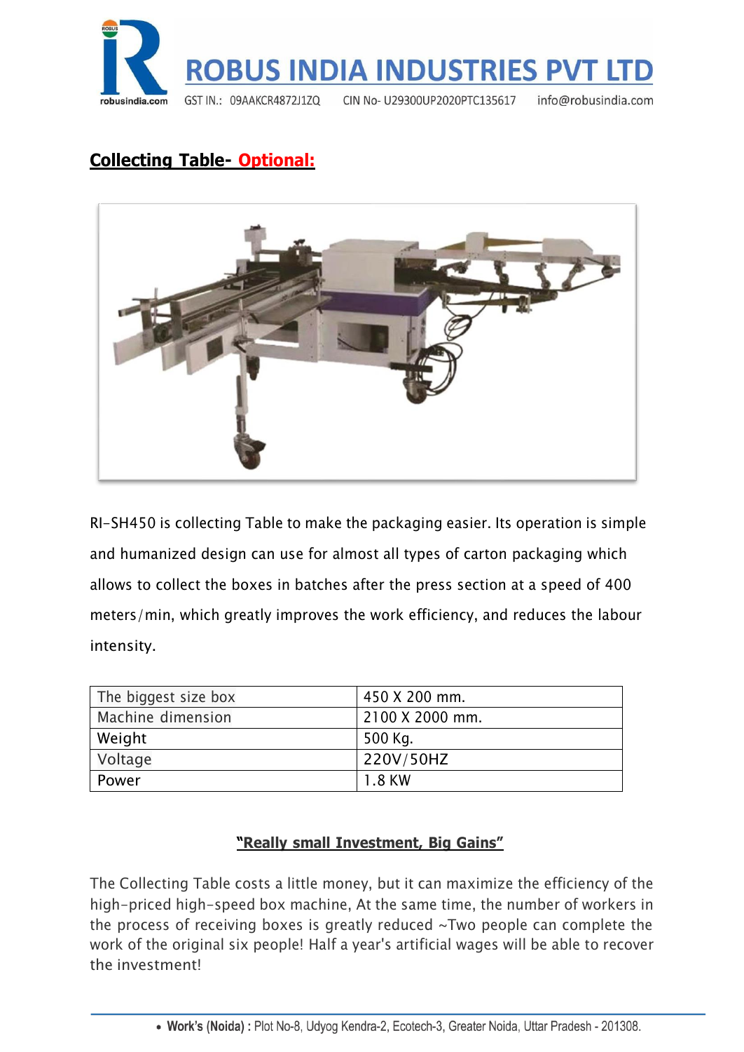## Collecting Table- Optional:

RI-SH450 is collecting Table to make the packaging easier. Its operation is simple and humanized design can use for almost all types of carton packaging which allows to collect the boxes in batches after the press section at a speed of 400 meters/min, which greatly improves the work efficiency, and reduces the labour intensity.

| The biggest size box | 450 X 200 mm. |
|---|---|
| Machine dimension | 2100 X 2000 mm. |
| Weight | 500 Kg. |
| Voltage | 220V/50HZ |
| Power | 1.8 KW |

**"Really small Investment, Big Gains"**

The Collecting Table costs a little money, but it can maximize the efficiency of the high-priced high-speed box machine, At the same time, the number of workers in the process of receiving boxes is greatly reduced ~Two people can complete the work of the original six people! Half a year's artificial wages will be able to recover the investment!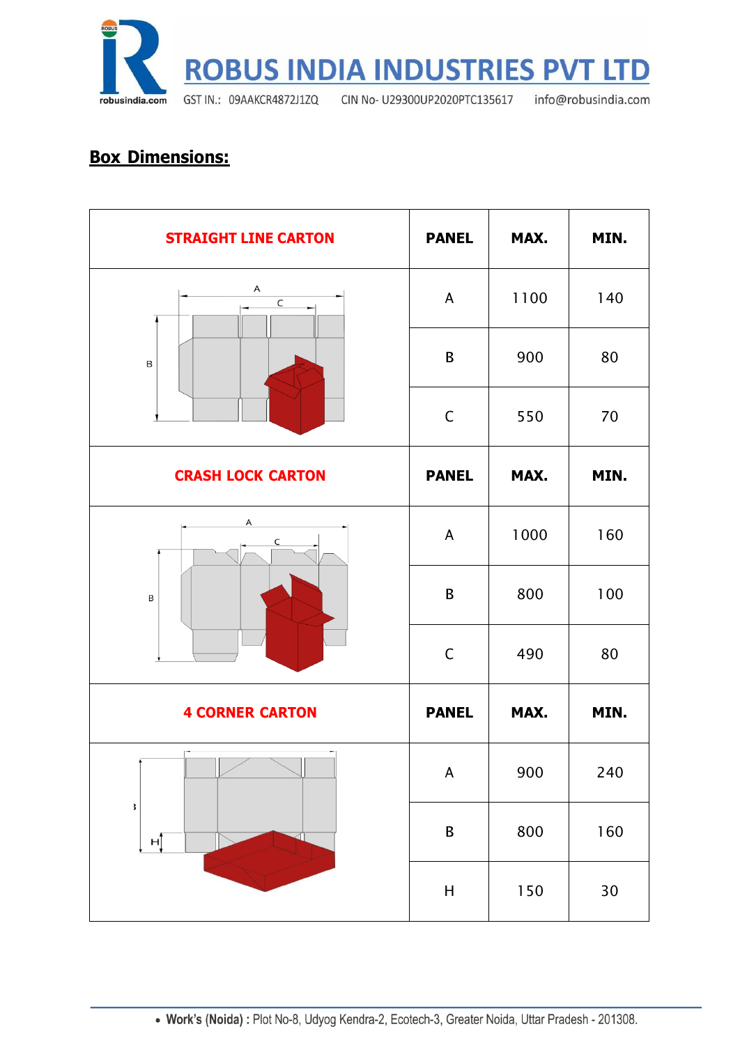## Box Dimensions:

| STRAIGHT LINE CARTON | PANEL | MAX. | MIN. |
|---|---|---|---|
| | A | 1100 | 140 |
| | B | 900 | 80 |
| | C | 550 | 70 |
| **CRASH LOCK CARTON** | **PANEL** | **MAX.** | **MIN.** |
| | A | 1000 | 160 |
| | B | 800 | 100 |
| | C | 490 | 80 |
| **4 CORNER CARTON** | **PANEL** | **MAX.** | **MIN.** |
| | A | 900 | 240 |
| | B | 800 | 160 |
| | H | 150 | 30 |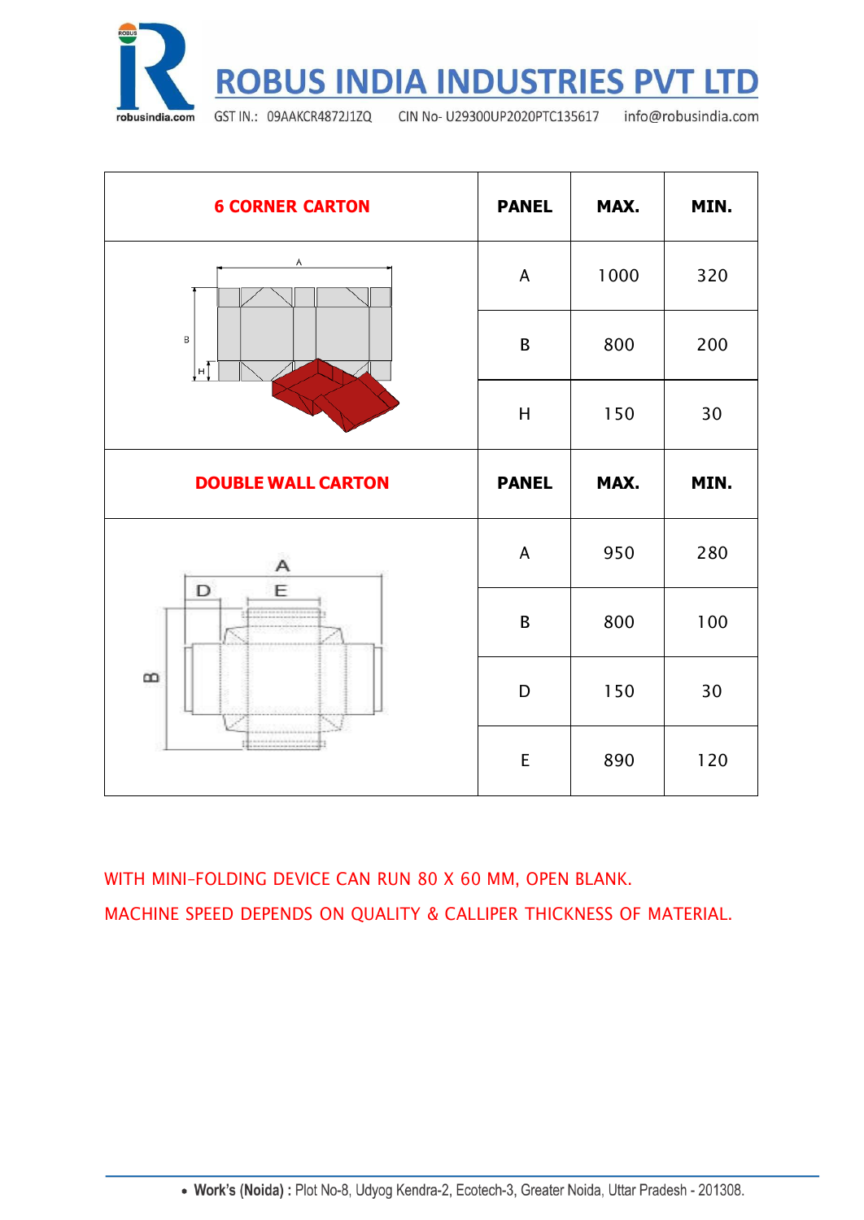| 6 CORNER CARTON | PANEL | MAX. | MIN. |
|---|---|---|---|
| | A | 1000 | 320 |
| | B | 800 | 200 |
| | H | 150 | 30 |
| **DOUBLE WALL CARTON** | **PANEL** | **MAX.** | **MIN.** |
| | A | 950 | 280 |
| | B | 800 | 100 |
| | D | 150 | 30 |
| | E | 890 | 120 |

WITH MINI-FOLDING DEVICE CAN RUN 80 X 60 MM, OPEN BLANK.

MACHINE SPEED DEPENDS ON QUALITY & CALLIPER THICKNESS OF MATERIAL.